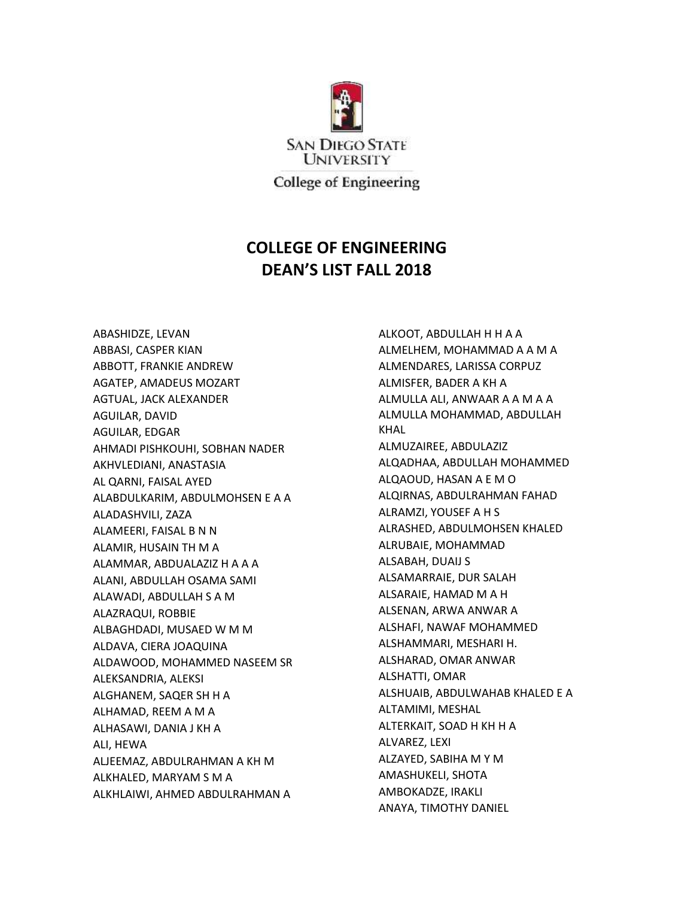San Diego State University

College of Engineering

# COLLEGE OF ENGINEERING
# DEAN'S LIST FALL 2018

ABASHIDZE, LEVAN
ABBASI, CASPER KIAN
ABBOTT, FRANKIE ANDREW
AGATEP, AMADEUS MOZART
AGTUAL, JACK ALEXANDER
AGUILAR, DAVID
AGUILAR, EDGAR
AHMADI PISHKOUHI, SOBHAN NADER
AKHVLEDIANI, ANASTASIA
AL QARNI, FAISAL AYED
ALABDULKARIM, ABDULMOHSEN E A A
ALADASHVILI, ZAZA
ALAMEERI, FAISAL B N N
ALAMIR, HUSAIN TH M A
ALAMMAR, ABDUALAZIZ H A A A
ALANI, ABDULLAH OSAMA SAMI
ALAWADI, ABDULLAH S A M
ALAZRAQUI, ROBBIE
ALBAGHDADI, MUSAED W M M
ALDAVA, CIERA JOAQUINA
ALDAWOOD, MOHAMMED NASEEM SR
ALEKSANDRIA, ALEKSI
ALGHANEM, SAQER SH H A
ALHAMAD, REEM A M A
ALHASAWI, DANIA J KH A
ALI, HEWA
ALJEEMAZ, ABDULRAHMAN A KH M
ALKHALED, MARYAM S M A
ALKHLAIWI, AHMED ABDULRAHMAN A
ALKOOT, ABDULLAH H H A A
ALMELHEM, MOHAMMAD A A M A
ALMENDARES, LARISSA CORPUZ
ALMISFER, BADER A KH A
ALMULLA ALI, ANWAAR A A M A A
ALMULLA MOHAMMAD, ABDULLAH KHAL
ALMUZAIREE, ABDULAZIZ
ALQADHAA, ABDULLAH MOHAMMED
ALQAOUD, HASAN A E M O
ALQIRNAS, ABDULRAHMAN FAHAD
ALRAMZI, YOUSEF A H S
ALRASHED, ABDULMOHSEN KHALED
ALRUBAIE, MOHAMMAD
ALSABAH, DUAIJ S
ALSAMARRAIE, DUR SALAH
ALSARAIE, HAMAD M A H
ALSENAN, ARWA ANWAR A
ALSHAFI, NAWAF MOHAMMED
ALSHAMMARI, MESHARI H.
ALSHARAD, OMAR ANWAR
ALSHATTI, OMAR
ALSHUAIB, ABDULWAHAB KHALED E A
ALTAMIMI, MESHAL
ALTERKAIT, SOAD H KH H A
ALVAREZ, LEXI
ALZAYED, SABIHA M Y M
AMASHUKELI, SHOTA
AMBOKADZE, IRAKLI
ANAYA, TIMOTHY DANIEL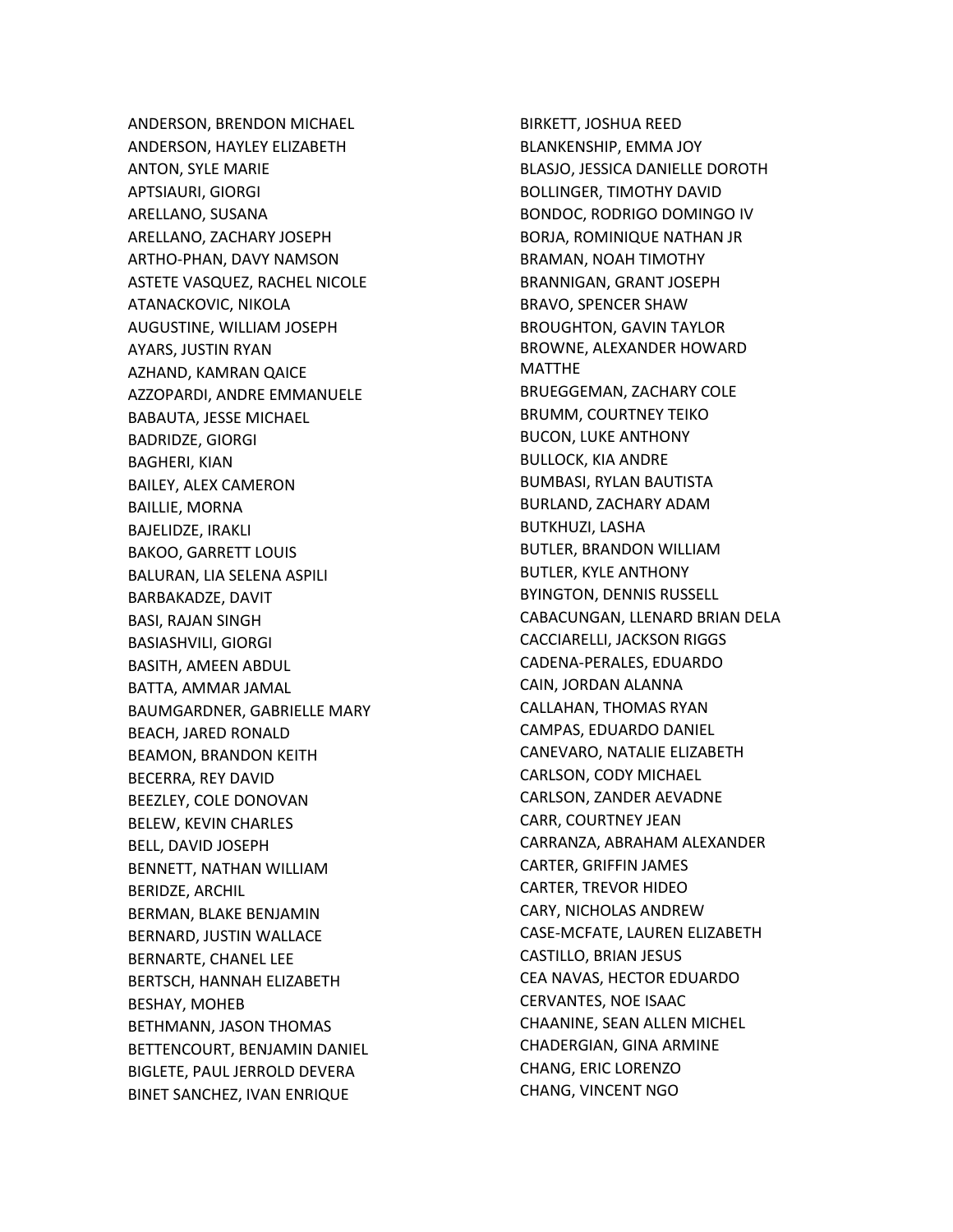ANDERSON, BRENDON MICHAEL
ANDERSON, HAYLEY ELIZABETH
ANTON, SYLE MARIE
APTSIAURI, GIORGI
ARELLANO, SUSANA
ARELLANO, ZACHARY JOSEPH
ARTHO-PHAN, DAVY NAMSON
ASTETE VASQUEZ, RACHEL NICOLE
ATANACKOVIC, NIKOLA
AUGUSTINE, WILLIAM JOSEPH
AYARS, JUSTIN RYAN
AZHAND, KAMRAN QAICE
AZZOPARDI, ANDRE EMMANUELE
BABAUTA, JESSE MICHAEL
BADRIDZE, GIORGI
BAGHERI, KIAN
BAILEY, ALEX CAMERON
BAILLIE, MORNA
BAJELIDZE, IRAKLI
BAKOO, GARRETT LOUIS
BALURAN, LIA SELENA ASPILI
BARBAKADZE, DAVIT
BASI, RAJAN SINGH
BASIASHVILI, GIORGI
BASITH, AMEEN ABDUL
BATTA, AMMAR JAMAL
BAUMGARDNER, GABRIELLE MARY
BEACH, JARED RONALD
BEAMON, BRANDON KEITH
BECERRA, REY DAVID
BEEZLEY, COLE DONOVAN
BELEW, KEVIN CHARLES
BELL, DAVID JOSEPH
BENNETT, NATHAN WILLIAM
BERIDZE, ARCHIL
BERMAN, BLAKE BENJAMIN
BERNARD, JUSTIN WALLACE
BERNARTE, CHANEL LEE
BERTSCH, HANNAH ELIZABETH
BESHAY, MOHEB
BETHMANN, JASON THOMAS
BETTENCOURT, BENJAMIN DANIEL
BIGLETE, PAUL JERROLD DEVERA
BINET SANCHEZ, IVAN ENRIQUE
BIRKETT, JOSHUA REED
BLANKENSHIP, EMMA JOY
BLASJO, JESSICA DANIELLE DOROTH
BOLLINGER, TIMOTHY DAVID
BONDOC, RODRIGO DOMINGO IV
BORJA, ROMINIQUE NATHAN JR
BRAMAN, NOAH TIMOTHY
BRANNIGAN, GRANT JOSEPH
BRAVO, SPENCER SHAW
BROUGHTON, GAVIN TAYLOR
BROWNE, ALEXANDER HOWARD MATTHE
BRUEGGEMAN, ZACHARY COLE
BRUMM, COURTNEY TEIKO
BUCON, LUKE ANTHONY
BULLOCK, KIA ANDRE
BUMBASI, RYLAN BAUTISTA
BURLAND, ZACHARY ADAM
BUTKHUZI, LASHA
BUTLER, BRANDON WILLIAM
BUTLER, KYLE ANTHONY
BYINGTON, DENNIS RUSSELL
CABACUNGAN, LLENARD BRIAN DELA
CACCIARELLI, JACKSON RIGGS
CADENA-PERALES, EDUARDO
CAIN, JORDAN ALANNA
CALLAHAN, THOMAS RYAN
CAMPAS, EDUARDO DANIEL
CANEVARO, NATALIE ELIZABETH
CARLSON, CODY MICHAEL
CARLSON, ZANDER AEVADNE
CARR, COURTNEY JEAN
CARRANZA, ABRAHAM ALEXANDER
CARTER, GRIFFIN JAMES
CARTER, TREVOR HIDEO
CARY, NICHOLAS ANDREW
CASE-MCFATE, LAUREN ELIZABETH
CASTILLO, BRIAN JESUS
CEA NAVAS, HECTOR EDUARDO
CERVANTES, NOE ISAAC
CHAANINE, SEAN ALLEN MICHEL
CHADERGIAN, GINA ARMINE
CHANG, ERIC LORENZO
CHANG, VINCENT NGO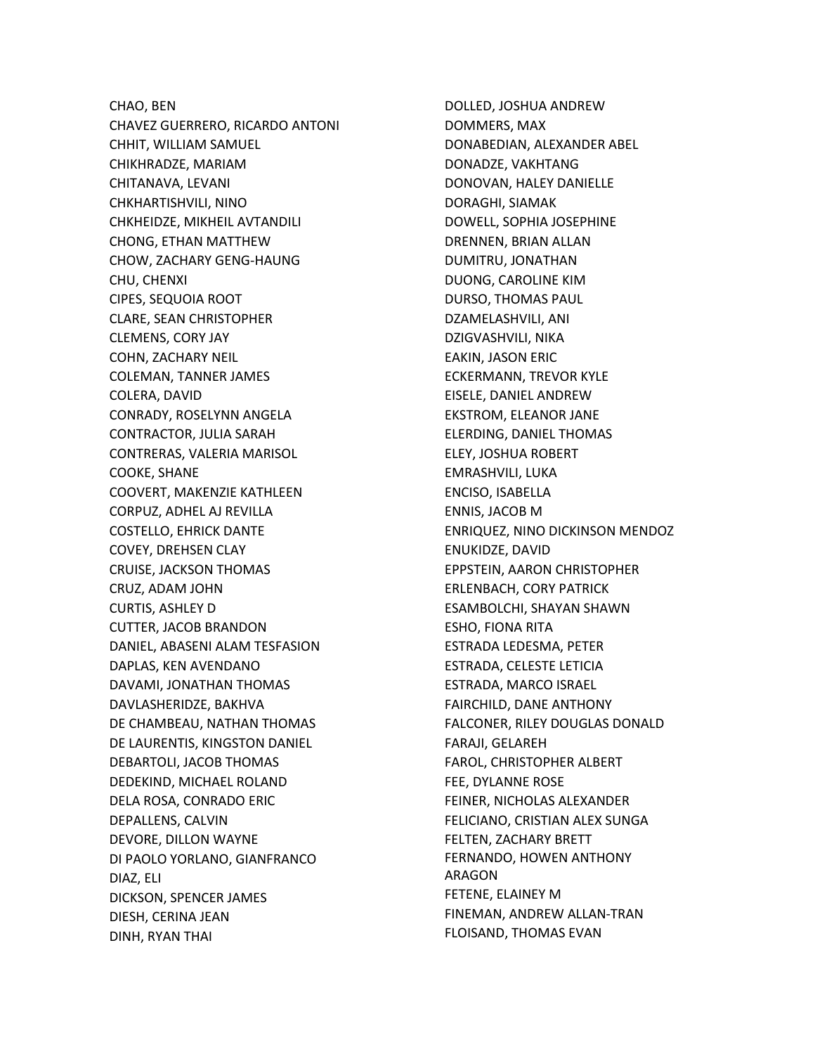CHAO, BEN
CHAVEZ GUERRERO, RICARDO ANTONI
CHHIT, WILLIAM SAMUEL
CHIKHRADZE, MARIAM
CHITANAVA, LEVANI
CHKHARTISHVILI, NINO
CHKHEIDZE, MIKHEIL AVTANDILI
CHONG, ETHAN MATTHEW
CHOW, ZACHARY GENG-HAUNG
CHU, CHENXI
CIPES, SEQUOIA ROOT
CLARE, SEAN CHRISTOPHER
CLEMENS, CORY JAY
COHN, ZACHARY NEIL
COLEMAN, TANNER JAMES
COLERA, DAVID
CONRADY, ROSELYNN ANGELA
CONTRACTOR, JULIA SARAH
CONTRERAS, VALERIA MARISOL
COOKE, SHANE
COOVERT, MAKENZIE KATHLEEN
CORPUZ, ADHEL AJ REVILLA
COSTELLO, EHRICK DANTE
COVEY, DREHSEN CLAY
CRUISE, JACKSON THOMAS
CRUZ, ADAM JOHN
CURTIS, ASHLEY D
CUTTER, JACOB BRANDON
DANIEL, ABASENI ALAM TESFASION
DAPLAS, KEN AVENDANO
DAVAMI, JONATHAN THOMAS
DAVLASHERIDZE, BAKHVA
DE CHAMBEAU, NATHAN THOMAS
DE LAURENTIS, KINGSTON DANIEL
DEBARTOLI, JACOB THOMAS
DEDEKIND, MICHAEL ROLAND
DELA ROSA, CONRADO ERIC
DEPALLENS, CALVIN
DEVORE, DILLON WAYNE
DI PAOLO YORLANO, GIANFRANCO
DIAZ, ELI
DICKSON, SPENCER JAMES
DIESH, CERINA JEAN
DINH, RYAN THAI
DOLLED, JOSHUA ANDREW
DOMMERS, MAX
DONABEDIAN, ALEXANDER ABEL
DONADZE, VAKHTANG
DONOVAN, HALEY DANIELLE
DORAGHI, SIAMAK
DOWELL, SOPHIA JOSEPHINE
DRENNEN, BRIAN ALLAN
DUMITRU, JONATHAN
DUONG, CAROLINE KIM
DURSO, THOMAS PAUL
DZAMELASHVILI, ANI
DZIGVASHVILI, NIKA
EAKIN, JASON ERIC
ECKERMANN, TREVOR KYLE
EISELE, DANIEL ANDREW
EKSTROM, ELEANOR JANE
ELERDING, DANIEL THOMAS
ELEY, JOSHUA ROBERT
EMRASHVILI, LUKA
ENCISO, ISABELLA
ENNIS, JACOB M
ENRIQUEZ, NINO DICKINSON MENDOZ
ENUKIDZE, DAVID
EPPSTEIN, AARON CHRISTOPHER
ERLENBACH, CORY PATRICK
ESAMBOLCHI, SHAYAN SHAWN
ESHO, FIONA RITA
ESTRADA LEDESMA, PETER
ESTRADA, CELESTE LETICIA
ESTRADA, MARCO ISRAEL
FAIRCHILD, DANE ANTHONY
FALCONER, RILEY DOUGLAS DONALD
FARAJI, GELAREH
FAROL, CHRISTOPHER ALBERT
FEE, DYLANNE ROSE
FEINER, NICHOLAS ALEXANDER
FELICIANO, CRISTIAN ALEX SUNGA
FELTEN, ZACHARY BRETT
FERNANDO, HOWEN ANTHONY ARAGON
FETENE, ELAINEY M
FINEMAN, ANDREW ALLAN-TRAN
FLOISAND, THOMAS EVAN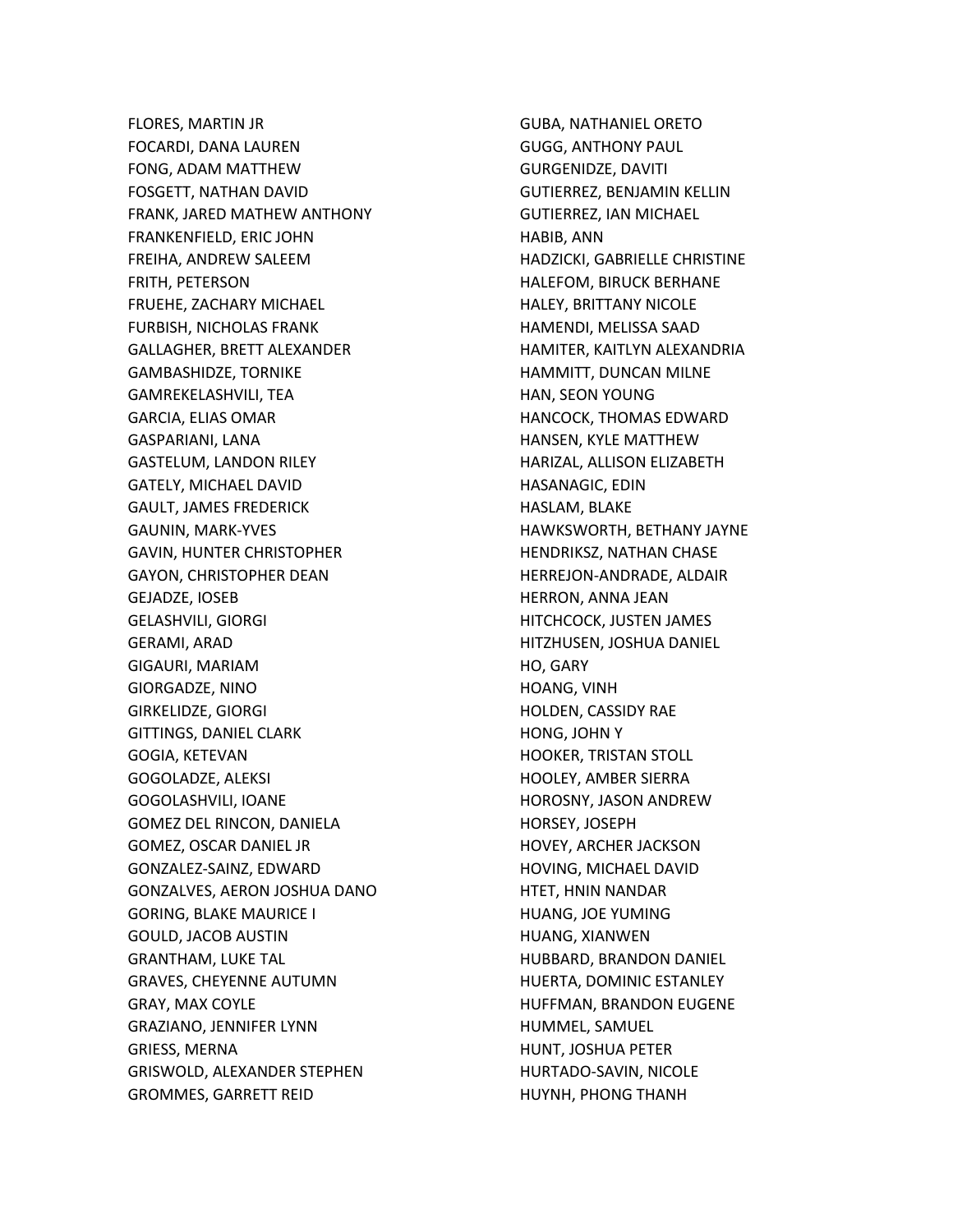FLORES, MARTIN JR
FOCARDI, DANA LAUREN
FONG, ADAM MATTHEW
FOSGETT, NATHAN DAVID
FRANK, JARED MATHEW ANTHONY
FRANKENFIELD, ERIC JOHN
FREIHA, ANDREW SALEEM
FRITH, PETERSON
FRUEHE, ZACHARY MICHAEL
FURBISH, NICHOLAS FRANK
GALLAGHER, BRETT ALEXANDER
GAMBASHIDZE, TORNIKE
GAMREKELASHVILI, TEA
GARCIA, ELIAS OMAR
GASPARIANI, LANA
GASTELUM, LANDON RILEY
GATELY, MICHAEL DAVID
GAULT, JAMES FREDERICK
GAUNIN, MARK-YVES
GAVIN, HUNTER CHRISTOPHER
GAYON, CHRISTOPHER DEAN
GEJADZE, IOSEB
GELASHVILI, GIORGI
GERAMI, ARAD
GIGAURI, MARIAM
GIORGADZE, NINO
GIRKELIDZE, GIORGI
GITTINGS, DANIEL CLARK
GOGIA, KETEVAN
GOGOLADZE, ALEKSI
GOGOLASHVILI, IOANE
GOMEZ DEL RINCON, DANIELA
GOMEZ, OSCAR DANIEL JR
GONZALEZ-SAINZ, EDWARD
GONZALVES, AERON JOSHUA DANO
GORING, BLAKE MAURICE I
GOULD, JACOB AUSTIN
GRANTHAM, LUKE TAL
GRAVES, CHEYENNE AUTUMN
GRAY, MAX COYLE
GRAZIANO, JENNIFER LYNN
GRIESS, MERNA
GRISWOLD, ALEXANDER STEPHEN
GROMMES, GARRETT REID
GUBA, NATHANIEL ORETO
GUGG, ANTHONY PAUL
GURGENIDZE, DAVITI
GUTIERREZ, BENJAMIN KELLIN
GUTIERREZ, IAN MICHAEL
HABIB, ANN
HADZICKI, GABRIELLE CHRISTINE
HALEFOM, BIRUCK BERHANE
HALEY, BRITTANY NICOLE
HAMENDI, MELISSA SAAD
HAMITER, KAITLYN ALEXANDRIA
HAMMITT, DUNCAN MILNE
HAN, SEON YOUNG
HANCOCK, THOMAS EDWARD
HANSEN, KYLE MATTHEW
HARIZAL, ALLISON ELIZABETH
HASANAGIC, EDIN
HASLAM, BLAKE
HAWKSWORTH, BETHANY JAYNE
HENDRIKSZ, NATHAN CHASE
HERREJON-ANDRADE, ALDAIR
HERRON, ANNA JEAN
HITCHCOCK, JUSTEN JAMES
HITZHUSEN, JOSHUA DANIEL
HO, GARY
HOANG, VINH
HOLDEN, CASSIDY RAE
HONG, JOHN Y
HOOKER, TRISTAN STOLL
HOOLEY, AMBER SIERRA
HOROSNY, JASON ANDREW
HORSEY, JOSEPH
HOVEY, ARCHER JACKSON
HOVING, MICHAEL DAVID
HTET, HNIN NANDAR
HUANG, JOE YUMING
HUANG, XIANWEN
HUBBARD, BRANDON DANIEL
HUERTA, DOMINIC ESTANLEY
HUFFMAN, BRANDON EUGENE
HUMMEL, SAMUEL
HUNT, JOSHUA PETER
HURTADO-SAVIN, NICOLE
HUYNH, PHONG THANH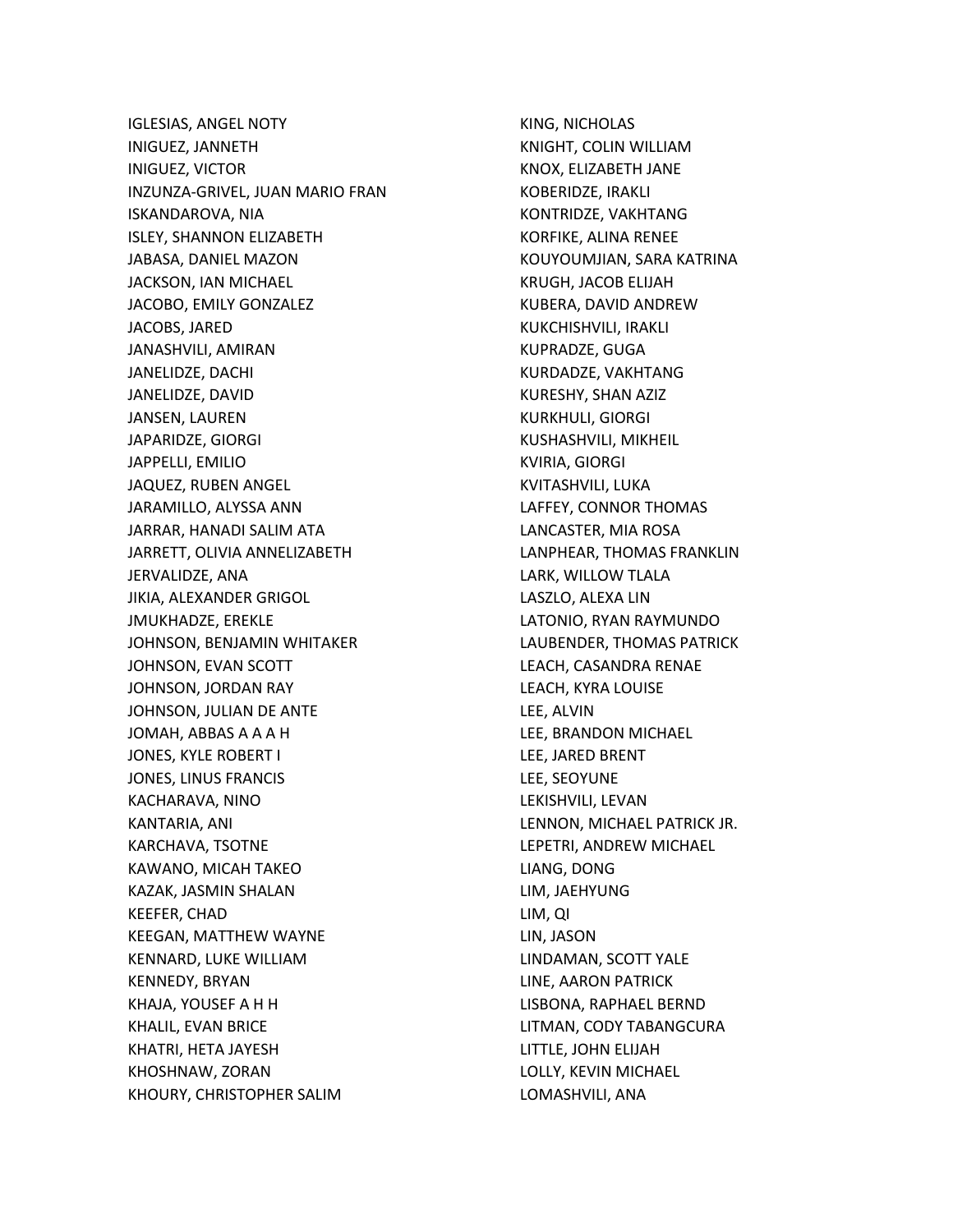IGLESIAS, ANGEL NOTY
INIGUEZ, JANNETH
INIGUEZ, VICTOR
INZUNZA-GRIVEL, JUAN MARIO FRAN
ISKANDAROVA, NIA
ISLEY, SHANNON ELIZABETH
JABASA, DANIEL MAZON
JACKSON, IAN MICHAEL
JACOBO, EMILY GONZALEZ
JACOBS, JARED
JANASHVILI, AMIRAN
JANELIDZE, DACHI
JANELIDZE, DAVID
JANSEN, LAUREN
JAPARIDZE, GIORGI
JAPPELLI, EMILIO
JAQUEZ, RUBEN ANGEL
JARAMILLO, ALYSSA ANN
JARRAR, HANADI SALIM ATA
JARRETT, OLIVIA ANNELIZABETH
JERVALIDZE, ANA
JIKIA, ALEXANDER GRIGOL
JMUKHADZE, EREKLE
JOHNSON, BENJAMIN WHITAKER
JOHNSON, EVAN SCOTT
JOHNSON, JORDAN RAY
JOHNSON, JULIAN DE ANTE
JOMAH, ABBAS A A A H
JONES, KYLE ROBERT I
JONES, LINUS FRANCIS
KACHARAVA, NINO
KANTARIA, ANI
KARCHAVA, TSOTNE
KAWANO, MICAH TAKEO
KAZAK, JASMIN SHALAN
KEEFER, CHAD
KEEGAN, MATTHEW WAYNE
KENNARD, LUKE WILLIAM
KENNEDY, BRYAN
KHAJA, YOUSEF A H H
KHALIL, EVAN BRICE
KHATRI, HETA JAYESH
KHOSHNAW, ZORAN
KHOURY, CHRISTOPHER SALIM
KING, NICHOLAS
KNIGHT, COLIN WILLIAM
KNOX, ELIZABETH JANE
KOBERIDZE, IRAKLI
KONTRIDZE, VAKHTANG
KORFIKE, ALINA RENEE
KOUYOUMJIAN, SARA KATRINA
KRUGH, JACOB ELIJAH
KUBERA, DAVID ANDREW
KUKCHISHVILI, IRAKLI
KUPRADZE, GUGA
KURDADZE, VAKHTANG
KURESHY, SHAN AZIZ
KURKHULI, GIORGI
KUSHASHVILI, MIKHEIL
KVIRIA, GIORGI
KVITASHVILI, LUKA
LAFFEY, CONNOR THOMAS
LANCASTER, MIA ROSA
LANPHEAR, THOMAS FRANKLIN
LARK, WILLOW TLALA
LASZLO, ALEXA LIN
LATONIO, RYAN RAYMUNDO
LAUBENDER, THOMAS PATRICK
LEACH, CASANDRA RENAE
LEACH, KYRA LOUISE
LEE, ALVIN
LEE, BRANDON MICHAEL
LEE, JARED BRENT
LEE, SEOYUNE
LEKISHVILI, LEVAN
LENNON, MICHAEL PATRICK JR.
LEPETRI, ANDREW MICHAEL
LIANG, DONG
LIM, JAEHYUNG
LIM, QI
LIN, JASON
LINDAMAN, SCOTT YALE
LINE, AARON PATRICK
LISBONA, RAPHAEL BERND
LITMAN, CODY TABANGCURA
LITTLE, JOHN ELIJAH
LOLLY, KEVIN MICHAEL
LOMASHVILI, ANA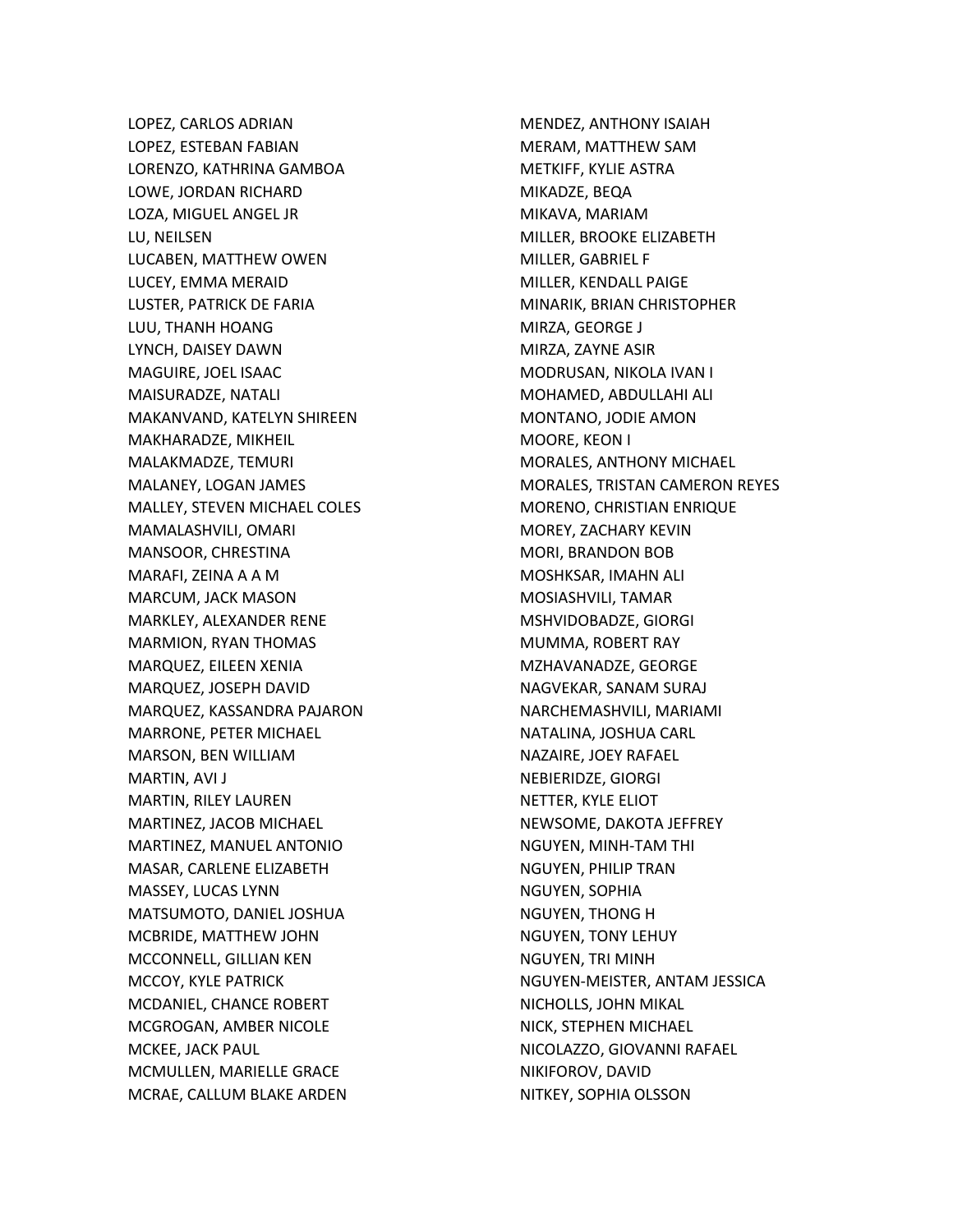LOPEZ, CARLOS ADRIAN
LOPEZ, ESTEBAN FABIAN
LORENZO, KATHRINA GAMBOA
LOWE, JORDAN RICHARD
LOZA, MIGUEL ANGEL JR
LU, NEILSEN
LUCABEN, MATTHEW OWEN
LUCEY, EMMA MERAID
LUSTER, PATRICK DE FARIA
LUU, THANH HOANG
LYNCH, DAISEY DAWN
MAGUIRE, JOEL ISAAC
MAISURADZE, NATALI
MAKANVAND, KATELYN SHIREEN
MAKHARADZE, MIKHEIL
MALAKMADZE, TEMURI
MALANEY, LOGAN JAMES
MALLEY, STEVEN MICHAEL COLES
MAMALASHVILI, OMARI
MANSOOR, CHRESTINA
MARAFI, ZEINA A A M
MARCUM, JACK MASON
MARKLEY, ALEXANDER RENE
MARMION, RYAN THOMAS
MARQUEZ, EILEEN XENIA
MARQUEZ, JOSEPH DAVID
MARQUEZ, KASSANDRA PAJARON
MARRONE, PETER MICHAEL
MARSON, BEN WILLIAM
MARTIN, AVI J
MARTIN, RILEY LAUREN
MARTINEZ, JACOB MICHAEL
MARTINEZ, MANUEL ANTONIO
MASAR, CARLENE ELIZABETH
MASSEY, LUCAS LYNN
MATSUMOTO, DANIEL JOSHUA
MCBRIDE, MATTHEW JOHN
MCCONNELL, GILLIAN KEN
MCCOY, KYLE PATRICK
MCDANIEL, CHANCE ROBERT
MCGROGAN, AMBER NICOLE
MCKEE, JACK PAUL
MCMULLEN, MARIELLE GRACE
MCRAE, CALLUM BLAKE ARDEN
MENDEZ, ANTHONY ISAIAH
MERAM, MATTHEW SAM
METKIFF, KYLIE ASTRA
MIKADZE, BEQA
MIKAVA, MARIAM
MILLER, BROOKE ELIZABETH
MILLER, GABRIEL F
MILLER, KENDALL PAIGE
MINARIK, BRIAN CHRISTOPHER
MIRZA, GEORGE J
MIRZA, ZAYNE ASIR
MODRUSAN, NIKOLA IVAN I
MOHAMED, ABDULLAHI ALI
MONTANO, JODIE AMON
MOORE, KEON I
MORALES, ANTHONY MICHAEL
MORALES, TRISTAN CAMERON REYES
MORENO, CHRISTIAN ENRIQUE
MOREY, ZACHARY KEVIN
MORI, BRANDON BOB
MOSHKSAR, IMAHN ALI
MOSIASHVILI, TAMAR
MSHVIDOBADZE, GIORGI
MUMMA, ROBERT RAY
MZHAVANADZE, GEORGE
NAGVEKAR, SANAM SURAJ
NARCHEMASHVILI, MARIAMI
NATALINA, JOSHUA CARL
NAZAIRE, JOEY RAFAEL
NEBIERIDZE, GIORGI
NETTER, KYLE ELIOT
NEWSOME, DAKOTA JEFFREY
NGUYEN, MINH-TAM THI
NGUYEN, PHILIP TRAN
NGUYEN, SOPHIA
NGUYEN, THONG H
NGUYEN, TONY LEHUY
NGUYEN, TRI MINH
NGUYEN-MEISTER, ANTAM JESSICA
NICHOLLS, JOHN MIKAL
NICK, STEPHEN MICHAEL
NICOLAZZO, GIOVANNI RAFAEL
NIKIFOROV, DAVID
NITKEY, SOPHIA OLSSON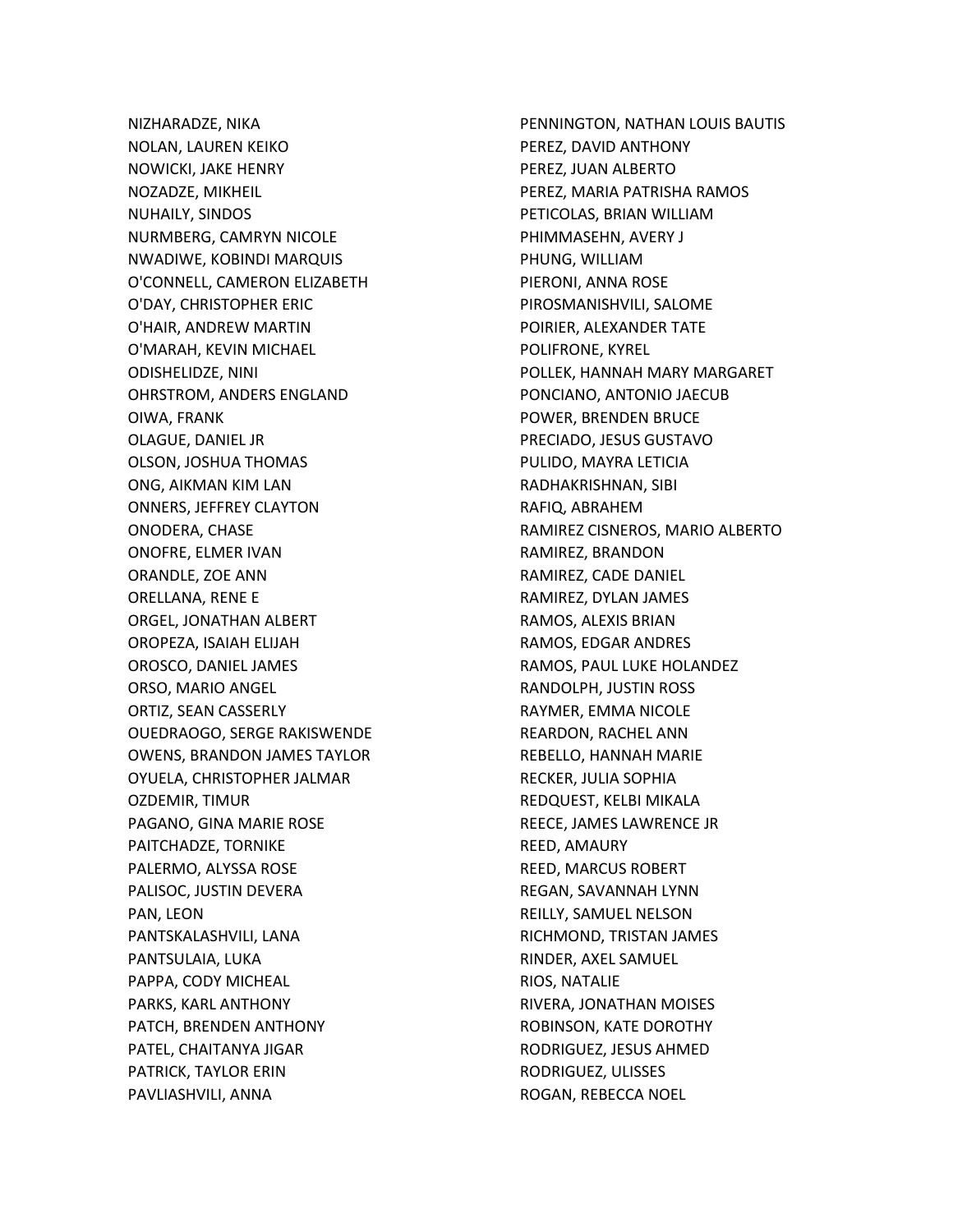NIZHARADZE, NIKA
NOLAN, LAUREN KEIKO
NOWICKI, JAKE HENRY
NOZADZE, MIKHEIL
NUHAILY, SINDOS
NURMBERG, CAMRYN NICOLE
NWADIWE, KOBINDI MARQUIS
O'CONNELL, CAMERON ELIZABETH
O'DAY, CHRISTOPHER ERIC
O'HAIR, ANDREW MARTIN
O'MARAH, KEVIN MICHAEL
ODISHELIDZE, NINI
OHRSTROM, ANDERS ENGLAND
OIWA, FRANK
OLAGUE, DANIEL JR
OLSON, JOSHUA THOMAS
ONG, AIKMAN KIM LAN
ONNERS, JEFFREY CLAYTON
ONODERA, CHASE
ONOFRE, ELMER IVAN
ORANDLE, ZOE ANN
ORELLANA, RENE E
ORGEL, JONATHAN ALBERT
OROPEZA, ISAIAH ELIJAH
OROSCO, DANIEL JAMES
ORSO, MARIO ANGEL
ORTIZ, SEAN CASSERLY
OUEDRAOGO, SERGE RAKISWENDE
OWENS, BRANDON JAMES TAYLOR
OYUELA, CHRISTOPHER JALMAR
OZDEMIR, TIMUR
PAGANO, GINA MARIE ROSE
PAITCHADZE, TORNIKE
PALERMO, ALYSSA ROSE
PALISOC, JUSTIN DEVERA
PAN, LEON
PANTSKALASHVILI, LANA
PANTSULAIA, LUKA
PAPPA, CODY MICHEAL
PARKS, KARL ANTHONY
PATCH, BRENDEN ANTHONY
PATEL, CHAITANYA JIGAR
PATRICK, TAYLOR ERIN
PAVLIASHVILI, ANNA
PENNINGTON, NATHAN LOUIS BAUTIS
PEREZ, DAVID ANTHONY
PEREZ, JUAN ALBERTO
PEREZ, MARIA PATRISHA RAMOS
PETICOLAS, BRIAN WILLIAM
PHIMMASEHN, AVERY J
PHUNG, WILLIAM
PIERONI, ANNA ROSE
PIROSMANISHVILI, SALOME
POIRIER, ALEXANDER TATE
POLIFRONE, KYREL
POLLEK, HANNAH MARY MARGARET
PONCIANO, ANTONIO JAECUB
POWER, BRENDEN BRUCE
PRECIADO, JESUS GUSTAVO
PULIDO, MAYRA LETICIA
RADHAKRISHNAN, SIBI
RAFIQ, ABRAHEM
RAMIREZ CISNEROS, MARIO ALBERTO
RAMIREZ, BRANDON
RAMIREZ, CADE DANIEL
RAMIREZ, DYLAN JAMES
RAMOS, ALEXIS BRIAN
RAMOS, EDGAR ANDRES
RAMOS, PAUL LUKE HOLANDEZ
RANDOLPH, JUSTIN ROSS
RAYMER, EMMA NICOLE
REARDON, RACHEL ANN
REBELLO, HANNAH MARIE
RECKER, JULIA SOPHIA
REDQUEST, KELBI MIKALA
REECE, JAMES LAWRENCE JR
REED, AMAURY
REED, MARCUS ROBERT
REGAN, SAVANNAH LYNN
REILLY, SAMUEL NELSON
RICHMOND, TRISTAN JAMES
RINDER, AXEL SAMUEL
RIOS, NATALIE
RIVERA, JONATHAN MOISES
ROBINSON, KATE DOROTHY
RODRIGUEZ, JESUS AHMED
RODRIGUEZ, ULISSES
ROGAN, REBECCA NOEL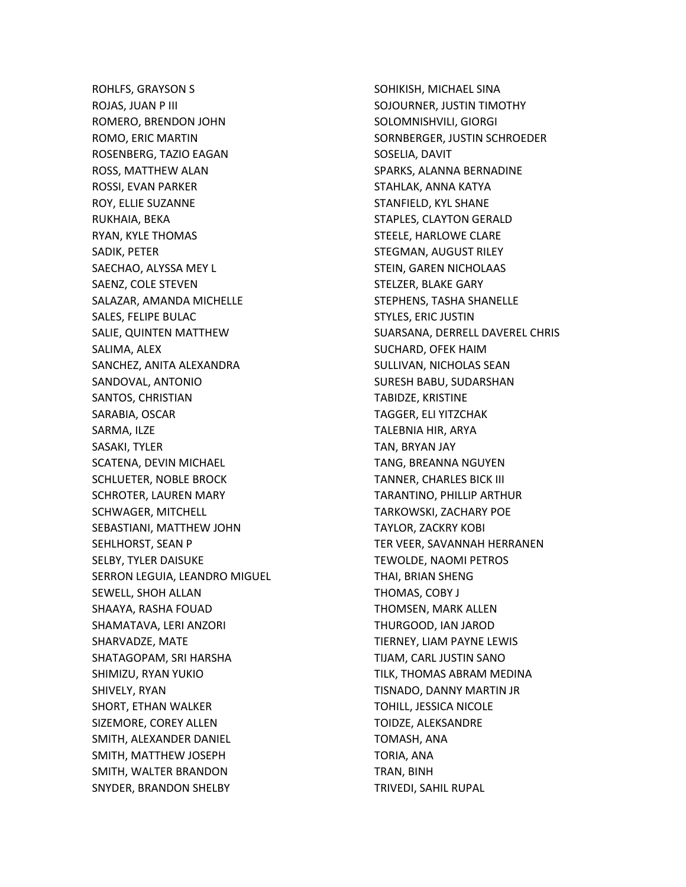ROHLFS, GRAYSON S
ROJAS, JUAN P III
ROMERO, BRENDON JOHN
ROMO, ERIC MARTIN
ROSENBERG, TAZIO EAGAN
ROSS, MATTHEW ALAN
ROSSI, EVAN PARKER
ROY, ELLIE SUZANNE
RUKHAIA, BEKA
RYAN, KYLE THOMAS
SADIK, PETER
SAECHAO, ALYSSA MEY L
SAENZ, COLE STEVEN
SALAZAR, AMANDA MICHELLE
SALES, FELIPE BULAC
SALIE, QUINTEN MATTHEW
SALIMA, ALEX
SANCHEZ, ANITA ALEXANDRA
SANDOVAL, ANTONIO
SANTOS, CHRISTIAN
SARABIA, OSCAR
SARMA, ILZE
SASAKI, TYLER
SCATENA, DEVIN MICHAEL
SCHLUETER, NOBLE BROCK
SCHROTER, LAUREN MARY
SCHWAGER, MITCHELL
SEBASTIANI, MATTHEW JOHN
SEHLHORST, SEAN P
SELBY, TYLER DAISUKE
SERRON LEGUIA, LEANDRO MIGUEL
SEWELL, SHOH ALLAN
SHAAYA, RASHA FOUAD
SHAMATAVA, LERI ANZORI
SHARVADZE, MATE
SHATAGOPAM, SRI HARSHA
SHIMIZU, RYAN YUKIO
SHIVELY, RYAN
SHORT, ETHAN WALKER
SIZEMORE, COREY ALLEN
SMITH, ALEXANDER DANIEL
SMITH, MATTHEW JOSEPH
SMITH, WALTER BRANDON
SNYDER, BRANDON SHELBY
SOHIKISH, MICHAEL SINA
SOJOURNER, JUSTIN TIMOTHY
SOLOMNISHVILI, GIORGI
SORNBERGER, JUSTIN SCHROEDER
SOSELIA, DAVIT
SPARKS, ALANNA BERNADINE
STAHLAK, ANNA KATYA
STANFIELD, KYL SHANE
STAPLES, CLAYTON GERALD
STEELE, HARLOWE CLARE
STEGMAN, AUGUST RILEY
STEIN, GAREN NICHOLAAS
STELZER, BLAKE GARY
STEPHENS, TASHA SHANELLE
STYLES, ERIC JUSTIN
SUARSANA, DERRELL DAVEREL CHRIS
SUCHARD, OFEK HAIM
SULLIVAN, NICHOLAS SEAN
SURESH BABU, SUDARSHAN
TABIDZE, KRISTINE
TAGGER, ELI YITZCHAK
TALEBNIA HIR, ARYA
TAN, BRYAN JAY
TANG, BREANNA NGUYEN
TANNER, CHARLES BICK III
TARANTINO, PHILLIP ARTHUR
TARKOWSKI, ZACHARY POE
TAYLOR, ZACKRY KOBI
TER VEER, SAVANNAH HERRANEN
TEWOLDE, NAOMI PETROS
THAI, BRIAN SHENG
THOMAS, COBY J
THOMSEN, MARK ALLEN
THURGOOD, IAN JAROD
TIERNEY, LIAM PAYNE LEWIS
TIJAM, CARL JUSTIN SANO
TILK, THOMAS ABRAM MEDINA
TISNADO, DANNY MARTIN JR
TOHILL, JESSICA NICOLE
TOIDZE, ALEKSANDRE
TOMASH, ANA
TORIA, ANA
TRAN, BINH
TRIVEDI, SAHIL RUPAL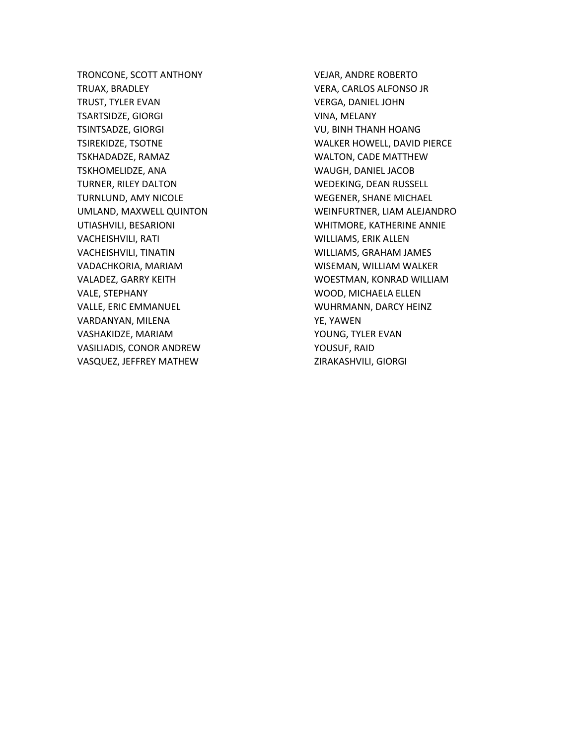TRONCONE, SCOTT ANTHONY
TRUAX, BRADLEY
TRUST, TYLER EVAN
TSARTSIDZE, GIORGI
TSINTSADZE, GIORGI
TSIREKIDZE, TSOTNE
TSKHADADZE, RAMAZ
TSKHOMELIDZE, ANA
TURNER, RILEY DALTON
TURNLUND, AMY NICOLE
UMLAND, MAXWELL QUINTON
UTIASHVILI, BESARIONI
VACHEISHVILI, RATI
VACHEISHVILI, TINATIN
VADACHKORIA, MARIAM
VALADEZ, GARRY KEITH
VALE, STEPHANY
VALLE, ERIC EMMANUEL
VARDANYAN, MILENA
VASHAKIDZE, MARIAM
VASILIADIS, CONOR ANDREW
VASQUEZ, JEFFREY MATHEW
VEJAR, ANDRE ROBERTO
VERA, CARLOS ALFONSO JR
VERGA, DANIEL JOHN
VINA, MELANY
VU, BINH THANH HOANG
WALKER HOWELL, DAVID PIERCE
WALTON, CADE MATTHEW
WAUGH, DANIEL JACOB
WEDEKING, DEAN RUSSELL
WEGENER, SHANE MICHAEL
WEINFURTNER, LIAM ALEJANDRO
WHITMORE, KATHERINE ANNIE
WILLIAMS, ERIK ALLEN
WILLIAMS, GRAHAM JAMES
WISEMAN, WILLIAM WALKER
WOESTMAN, KONRAD WILLIAM
WOOD, MICHAELA ELLEN
WUHRMANN, DARCY HEINZ
YE, YAWEN
YOUNG, TYLER EVAN
YOUSUF, RAID
ZIRAKASHVILI, GIORGI